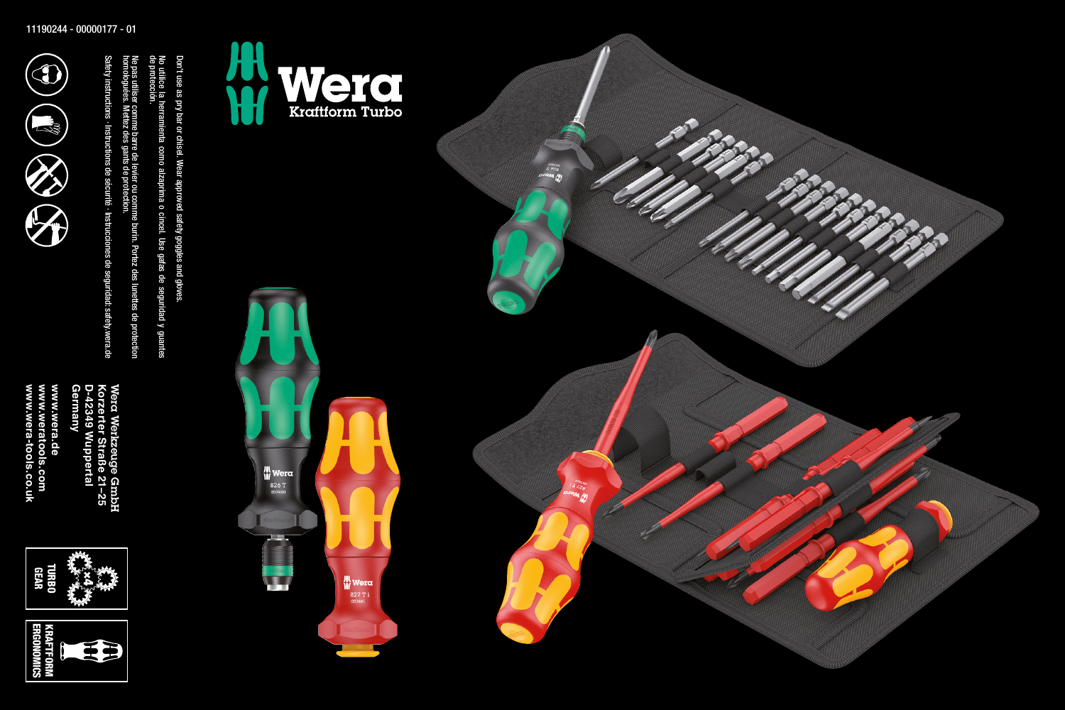11190244 - 00000177 - 01

# Wera

Kraftform Turbo

Don't use as pry bar or chisel. Wear approved safety goggles and gloves.

No utilice la herramienta como alzaprima o cincel. Use gafas de seguridad y guantes de protección.

Ne pas utiliser comme barre de levier ou comme burin. Portez des lunettes de protection homologuées. Mettez des gants de protection.

Safety instructions · Instructions de sécurité · Instrucciones de seguridad: safety.wera.de

**Wera Werkzeuge GmbH**
**Korzerter Straße 21–25**
**D-42349 Wuppertal**
**Germany**

**www.wera.de**
**www.weratools.com**
**www.wera-tools.co.uk**

TURBO GEAR ×4

KRAFTFORM ERGONOMICS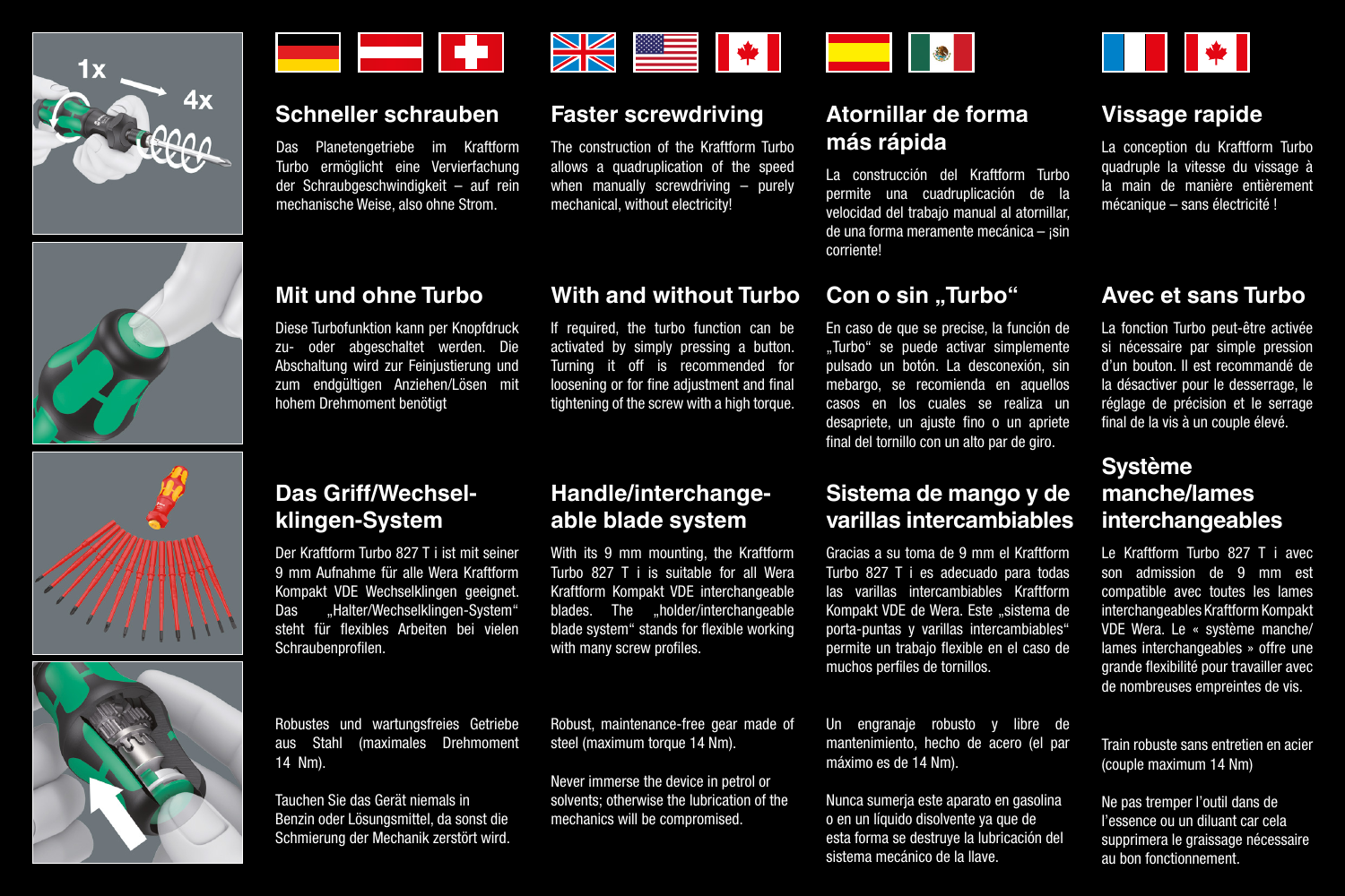1x

4x

## Schneller schrauben

Das Planetengetriebe im Kraftform Turbo ermöglicht eine Vervierfachung der Schraubgeschwindigkeit – auf rein mechanische Weise, also ohne Strom.

## Mit und ohne Turbo

Diese Turbofunktion kann per Knopfdruck zu- oder abgeschaltet werden. Die Abschaltung wird zur Feinjustierung und zum endgültigen Anziehen/Lösen mit hohem Drehmoment benötigt

## Das Griff/Wechsel-klingen-System

Der Kraftform Turbo 827 T i ist mit seiner 9 mm Aufnahme für alle Wera Kraftform Kompakt VDE Wechselklingen geeignet. Das „Halter/Wechselklingen-System“ steht für flexibles Arbeiten bei vielen Schraubenprofilen.

Robustes und wartungsfreies Getriebe aus Stahl (maximales Drehmoment 14 Nm).

Tauchen Sie das Gerät niemals in Benzin oder Lösungsmittel, da sonst die Schmierung der Mechanik zerstört wird.

## Faster screwdriving

The construction of the Kraftform Turbo allows a quadruplication of the speed when manually screwdriving – purely mechanical, without electricity!

## With and without Turbo

If required, the turbo function can be activated by simply pressing a button. Turning it off is recommended for loosening or for fine adjustment and final tightening of the screw with a high torque.

## Handle/interchange-able blade system

With its 9 mm mounting, the Kraftform Turbo 827 T i is suitable for all Wera Kraftform Kompakt VDE interchangeable blades. The „holder/interchangeable blade system“ stands for flexible working with many screw profiles.

Robust, maintenance-free gear made of steel (maximum torque 14 Nm).

Never immerse the device in petrol or solvents; otherwise the lubrication of the mechanics will be compromised.

## Atornillar de forma más rápida

La construcción del Kraftform Turbo permite una cuadruplicación de la velocidad del trabajo manual al atornillar, de una forma meramente mecánica – ¡sin corriente!

## Con o sin „Turbo“

En caso de que se precise, la función de „Turbo“ se puede activar simplemente pulsado un botón. La desconexión, sin mebargo, se recomienda en aquellos casos en los cuales se realiza un desapriete, un ajuste fino o un apriete final del tornillo con un alto par de giro.

## Sistema de mango y de varillas intercambiables

Gracias a su toma de 9 mm el Kraftform Turbo 827 T i es adecuado para todas las varillas intercambiables Kraftform Kompakt VDE de Wera. Este „sistema de porta-puntas y varillas intercambiables“ permite un trabajo flexible en el caso de muchos perfiles de tornillos.

Un engranaje robusto y libre de mantenimiento, hecho de acero (el par máximo es de 14 Nm).

Nunca sumerja este aparato en gasolina o en un líquido disolvente ya que de esta forma se destruye la lubricación del sistema mecánico de la llave.

## Vissage rapide

La conception du Kraftform Turbo quadruple la vitesse du vissage à la main de manière entièrement mécanique – sans électricité !

## Avec et sans Turbo

La fonction Turbo peut-être activée si nécessaire par simple pression d’un bouton. Il est recommandé de la désactiver pour le desserrage, le réglage de précision et le serrage final de la vis à un couple élevé.

## Système manche/lames interchangeables

Le Kraftform Turbo 827 T i avec son admission de 9 mm est compatible avec toutes les lames interchangeables Kraftform Kompakt VDE Wera. Le « système manche/lames interchangeables » offre une grande flexibilité pour travailler avec de nombreuses empreintes de vis.

Train robuste sans entretien en acier (couple maximum 14 Nm)

Ne pas tremper l’outil dans de l’essence ou un diluant car cela supprimera le graissage nécessaire au bon fonctionnement.